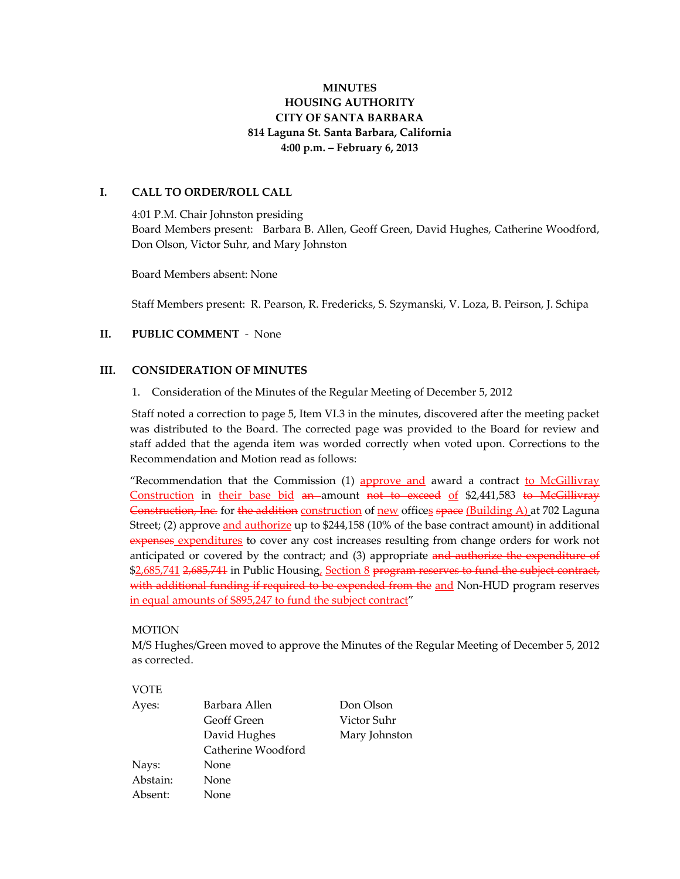**MINUTES**
**HOUSING AUTHORITY**
**CITY OF SANTA BARBARA**
**814 Laguna St. Santa Barbara, California**
**4:00 p.m. – February 6, 2013**

## I. CALL TO ORDER/ROLL CALL

4:01 P.M. Chair Johnston presiding
Board Members present: Barbara B. Allen, Geoff Green, David Hughes, Catherine Woodford, Don Olson, Victor Suhr, and Mary Johnston

Board Members absent: None

Staff Members present: R. Pearson, R. Fredericks, S. Szymanski, V. Loza, B. Peirson, J. Schipa

## II. PUBLIC COMMENT - None

## III. CONSIDERATION OF MINUTES

1. Consideration of the Minutes of the Regular Meeting of December 5, 2012

Staff noted a correction to page 5, Item VI.3 in the minutes, discovered after the meeting packet was distributed to the Board. The corrected page was provided to the Board for review and staff added that the agenda item was worded correctly when voted upon. Corrections to the Recommendation and Motion read as follows:

"Recommendation that the Commission (1) <u>approve and</u> award a contract <u>to McGillivray Construction</u> in <u>their base bid</u> ~~an~~ amount ~~not to exceed~~ <u>of</u> $2,441,583 ~~to McGillivray Construction, Inc.~~ for ~~the addition~~ <u>construction</u> of <u>new</u> office<u>s</u> ~~space~~ <u>(Building A)</u> at 702 Laguna Street; (2) approve <u>and authorize</u> up to $244,158 (10% of the base contract amount) in additional ~~expenses~~ <u>expenditures</u> to cover any cost increases resulting from change orders for work not anticipated or covered by the contract; and (3) appropriate ~~and authorize the expenditure of~~ $<u>2,685,741</u> ~~2,685,741~~ in Public Housing<u>, Section 8</u> ~~program reserves to fund the subject contract, with additional funding if required to be expended from the~~ <u>and</u> Non-HUD program reserves <u>in equal amounts of $895,247 to fund the subject contract</u>"

MOTION
M/S Hughes/Green moved to approve the Minutes of the Regular Meeting of December 5, 2012 as corrected.

VOTE

| | | |
|---|---|---|
| Ayes: | Barbara Allen | Don Olson |
| | Geoff Green | Victor Suhr |
| | David Hughes | Mary Johnston |
| | Catherine Woodford | |
| Nays: | None | |
| Abstain: | None | |
| Absent: | None | |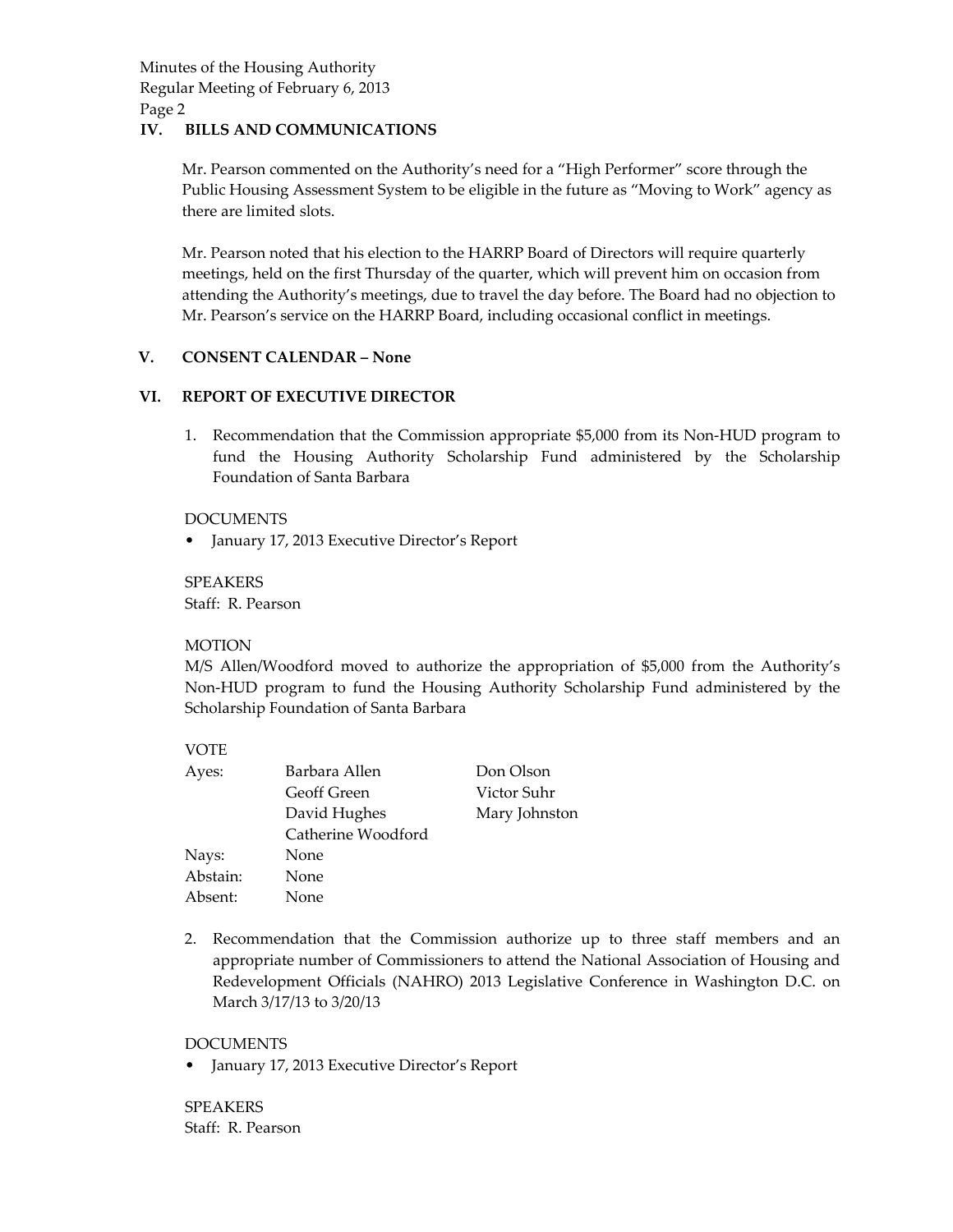## IV. BILLS AND COMMUNICATIONS

Mr. Pearson commented on the Authority's need for a "High Performer" score through the Public Housing Assessment System to be eligible in the future as "Moving to Work" agency as there are limited slots.

Mr. Pearson noted that his election to the HARRP Board of Directors will require quarterly meetings, held on the first Thursday of the quarter, which will prevent him on occasion from attending the Authority's meetings, due to travel the day before. The Board had no objection to Mr. Pearson's service on the HARRP Board, including occasional conflict in meetings.

## V. CONSENT CALENDAR – None

## VI. REPORT OF EXECUTIVE DIRECTOR

1. Recommendation that the Commission appropriate $5,000 from its Non-HUD program to fund the Housing Authority Scholarship Fund administered by the Scholarship Foundation of Santa Barbara

DOCUMENTS

- January 17, 2013 Executive Director's Report

SPEAKERS

Staff: R. Pearson

MOTION

M/S Allen/Woodford moved to authorize the appropriation of $5,000 from the Authority's Non-HUD program to fund the Housing Authority Scholarship Fund administered by the Scholarship Foundation of Santa Barbara

VOTE

| | | |
|---|---|---|
| Ayes: | Barbara Allen | Don Olson |
| | Geoff Green | Victor Suhr |
| | David Hughes | Mary Johnston |
| | Catherine Woodford | |
| Nays: | None | |
| Abstain: | None | |
| Absent: | None | |

2. Recommendation that the Commission authorize up to three staff members and an appropriate number of Commissioners to attend the National Association of Housing and Redevelopment Officials (NAHRO) 2013 Legislative Conference in Washington D.C. on March 3/17/13 to 3/20/13

DOCUMENTS

- January 17, 2013 Executive Director's Report

SPEAKERS

Staff: R. Pearson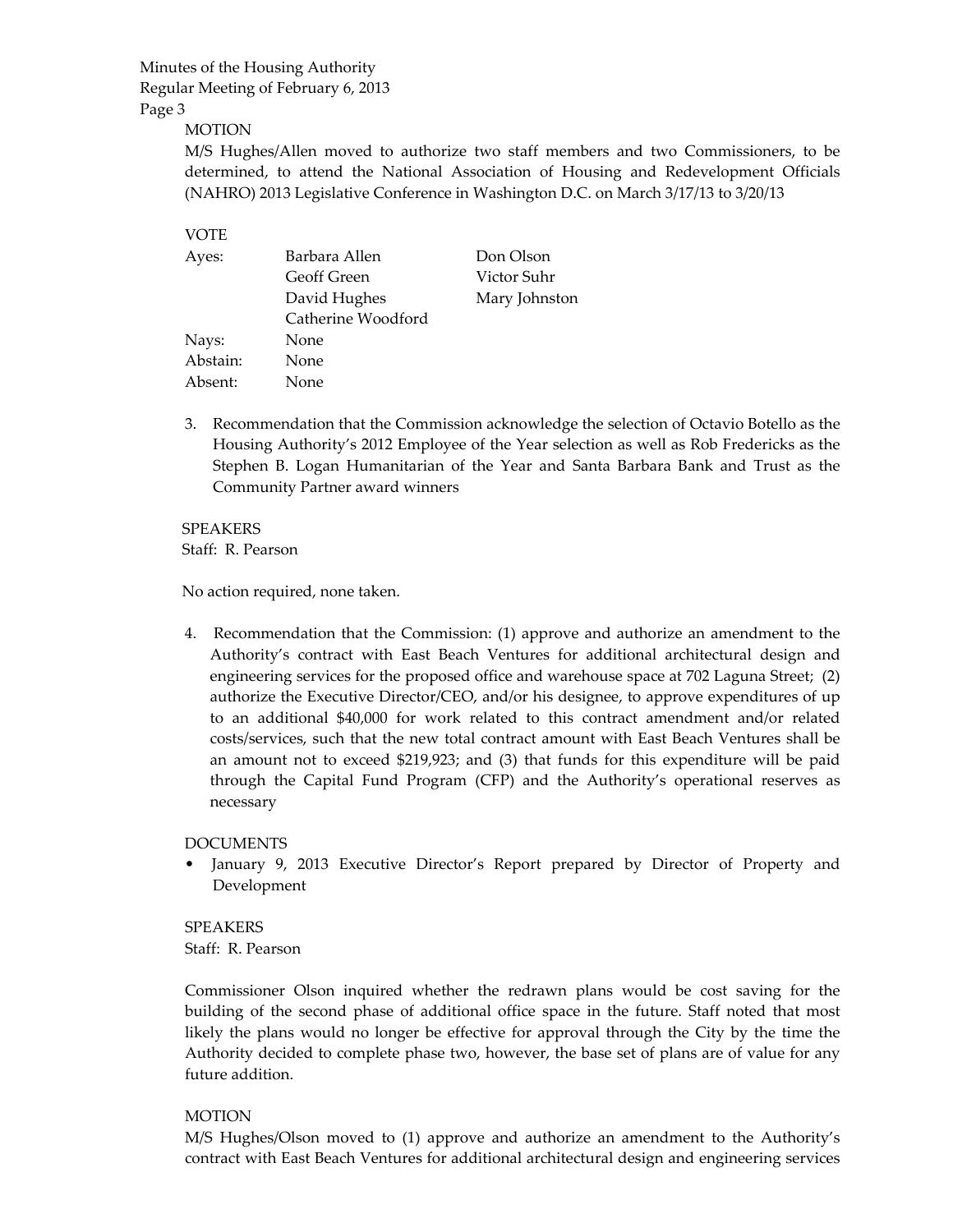MOTION

M/S Hughes/Allen moved to authorize two staff members and two Commissioners, to be determined, to attend the National Association of Housing and Redevelopment Officials (NAHRO) 2013 Legislative Conference in Washington D.C. on March 3/17/13 to 3/20/13

VOTE

| | | |
|---|---|---|
| Ayes: | Barbara Allen | Don Olson |
| | Geoff Green | Victor Suhr |
| | David Hughes | Mary Johnston |
| | Catherine Woodford | |
| Nays: | None | |
| Abstain: | None | |
| Absent: | None | |

3. Recommendation that the Commission acknowledge the selection of Octavio Botello as the Housing Authority's 2012 Employee of the Year selection as well as Rob Fredericks as the Stephen B. Logan Humanitarian of the Year and Santa Barbara Bank and Trust as the Community Partner award winners

SPEAKERS
Staff: R. Pearson

No action required, none taken.

4. Recommendation that the Commission: (1) approve and authorize an amendment to the Authority's contract with East Beach Ventures for additional architectural design and engineering services for the proposed office and warehouse space at 702 Laguna Street; (2) authorize the Executive Director/CEO, and/or his designee, to approve expenditures of up to an additional $40,000 for work related to this contract amendment and/or related costs/services, such that the new total contract amount with East Beach Ventures shall be an amount not to exceed $219,923; and (3) that funds for this expenditure will be paid through the Capital Fund Program (CFP) and the Authority's operational reserves as necessary

DOCUMENTS

- January 9, 2013 Executive Director's Report prepared by Director of Property and Development

SPEAKERS
Staff: R. Pearson

Commissioner Olson inquired whether the redrawn plans would be cost saving for the building of the second phase of additional office space in the future. Staff noted that most likely the plans would no longer be effective for approval through the City by the time the Authority decided to complete phase two, however, the base set of plans are of value for any future addition.

MOTION

M/S Hughes/Olson moved to (1) approve and authorize an amendment to the Authority's contract with East Beach Ventures for additional architectural design and engineering services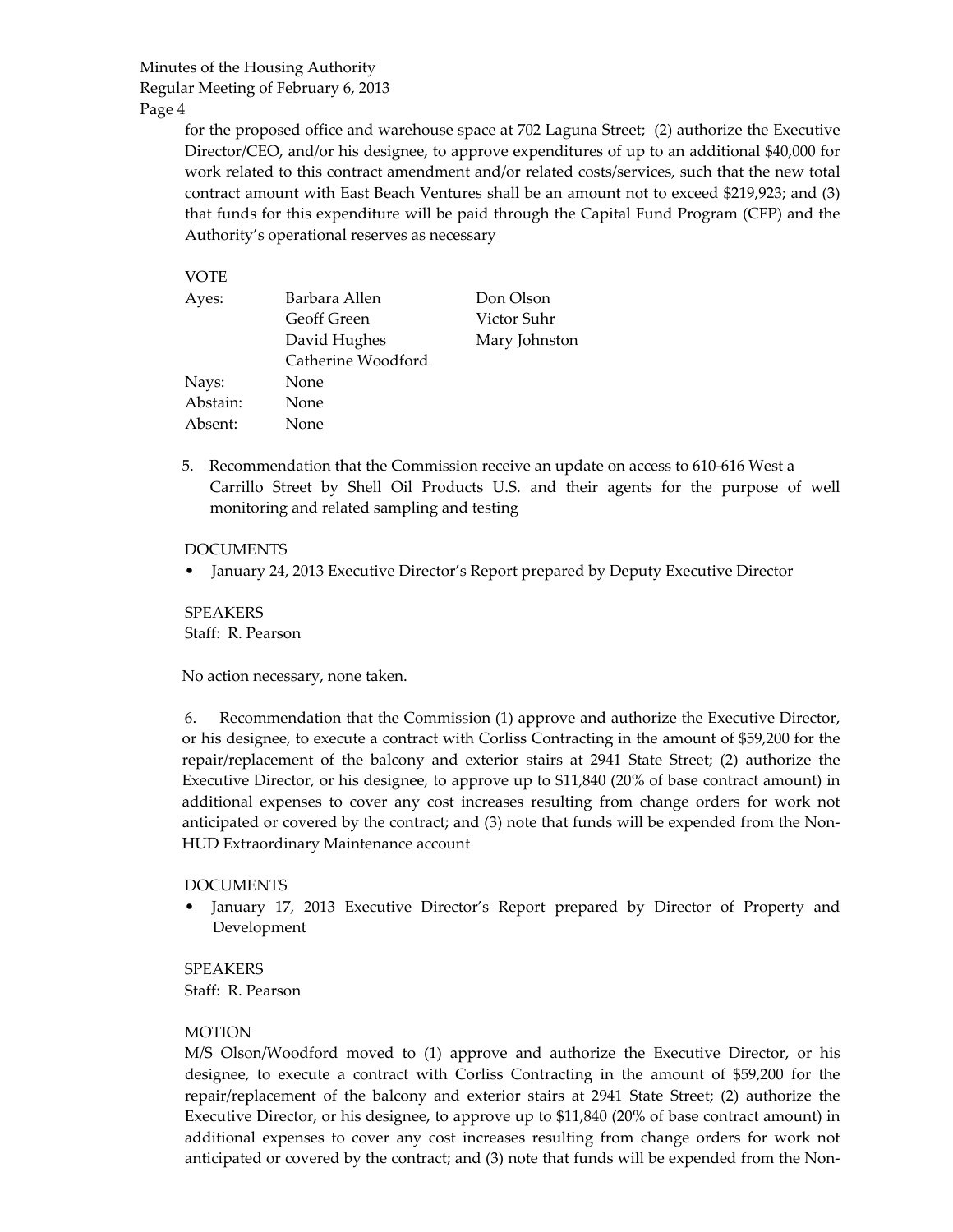for the proposed office and warehouse space at 702 Laguna Street; (2) authorize the Executive Director/CEO, and/or his designee, to approve expenditures of up to an additional $40,000 for work related to this contract amendment and/or related costs/services, such that the new total contract amount with East Beach Ventures shall be an amount not to exceed $219,923; and (3) that funds for this expenditure will be paid through the Capital Fund Program (CFP) and the Authority's operational reserves as necessary

VOTE

| | | |
|---|---|---|
| Ayes: | Barbara Allen | Don Olson |
| | Geoff Green | Victor Suhr |
| | David Hughes | Mary Johnston |
| | Catherine Woodford | |
| Nays: | None | |
| Abstain: | None | |
| Absent: | None | |

5. Recommendation that the Commission receive an update on access to 610-616 West a Carrillo Street by Shell Oil Products U.S. and their agents for the purpose of well monitoring and related sampling and testing

DOCUMENTS

- January 24, 2013 Executive Director's Report prepared by Deputy Executive Director

SPEAKERS
Staff: R. Pearson

No action necessary, none taken.

6. Recommendation that the Commission (1) approve and authorize the Executive Director, or his designee, to execute a contract with Corliss Contracting in the amount of $59,200 for the repair/replacement of the balcony and exterior stairs at 2941 State Street; (2) authorize the Executive Director, or his designee, to approve up to $11,840 (20% of base contract amount) in additional expenses to cover any cost increases resulting from change orders for work not anticipated or covered by the contract; and (3) note that funds will be expended from the Non-HUD Extraordinary Maintenance account

DOCUMENTS

- January 17, 2013 Executive Director's Report prepared by Director of Property and Development

SPEAKERS
Staff: R. Pearson

MOTION
M/S Olson/Woodford moved to (1) approve and authorize the Executive Director, or his designee, to execute a contract with Corliss Contracting in the amount of $59,200 for the repair/replacement of the balcony and exterior stairs at 2941 State Street; (2) authorize the Executive Director, or his designee, to approve up to $11,840 (20% of base contract amount) in additional expenses to cover any cost increases resulting from change orders for work not anticipated or covered by the contract; and (3) note that funds will be expended from the Non-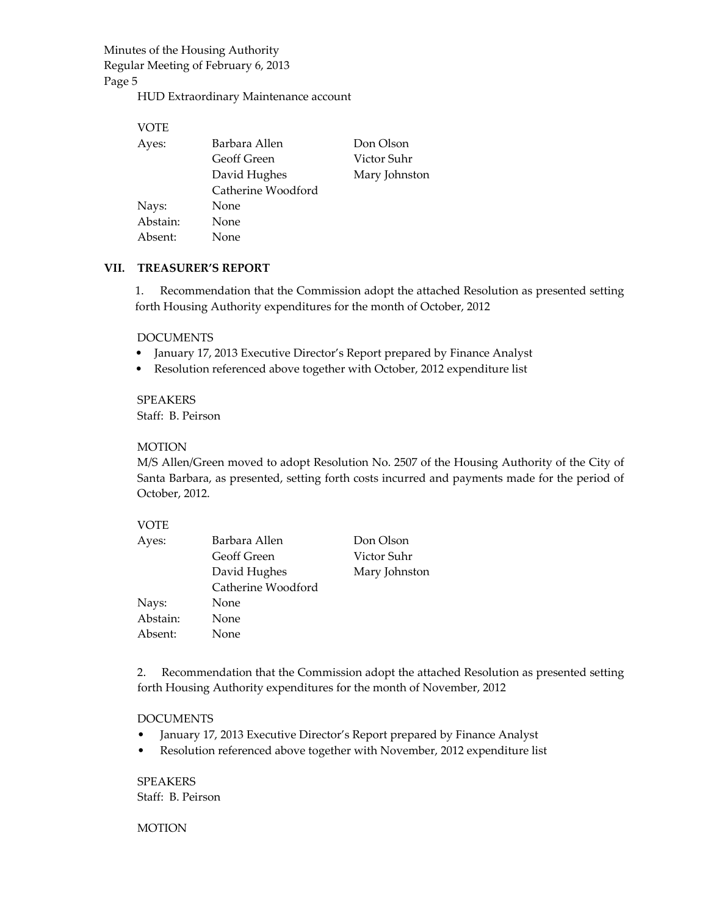HUD Extraordinary Maintenance account

VOTE

| | | |
|---|---|---|
| Ayes: | Barbara Allen | Don Olson |
| | Geoff Green | Victor Suhr |
| | David Hughes | Mary Johnston |
| | Catherine Woodford | |
| Nays: | None | |
| Abstain: | None | |
| Absent: | None | |

## VII. TREASURER'S REPORT

1. Recommendation that the Commission adopt the attached Resolution as presented setting forth Housing Authority expenditures for the month of October, 2012

DOCUMENTS

- January 17, 2013 Executive Director's Report prepared by Finance Analyst
- Resolution referenced above together with October, 2012 expenditure list

SPEAKERS

Staff: B. Peirson

MOTION

M/S Allen/Green moved to adopt Resolution No. 2507 of the Housing Authority of the City of Santa Barbara, as presented, setting forth costs incurred and payments made for the period of October, 2012.

VOTE

| | | |
|---|---|---|
| Ayes: | Barbara Allen | Don Olson |
| | Geoff Green | Victor Suhr |
| | David Hughes | Mary Johnston |
| | Catherine Woodford | |
| Nays: | None | |
| Abstain: | None | |
| Absent: | None | |

2. Recommendation that the Commission adopt the attached Resolution as presented setting forth Housing Authority expenditures for the month of November, 2012

DOCUMENTS

- January 17, 2013 Executive Director's Report prepared by Finance Analyst
- Resolution referenced above together with November, 2012 expenditure list

SPEAKERS

Staff: B. Peirson

MOTION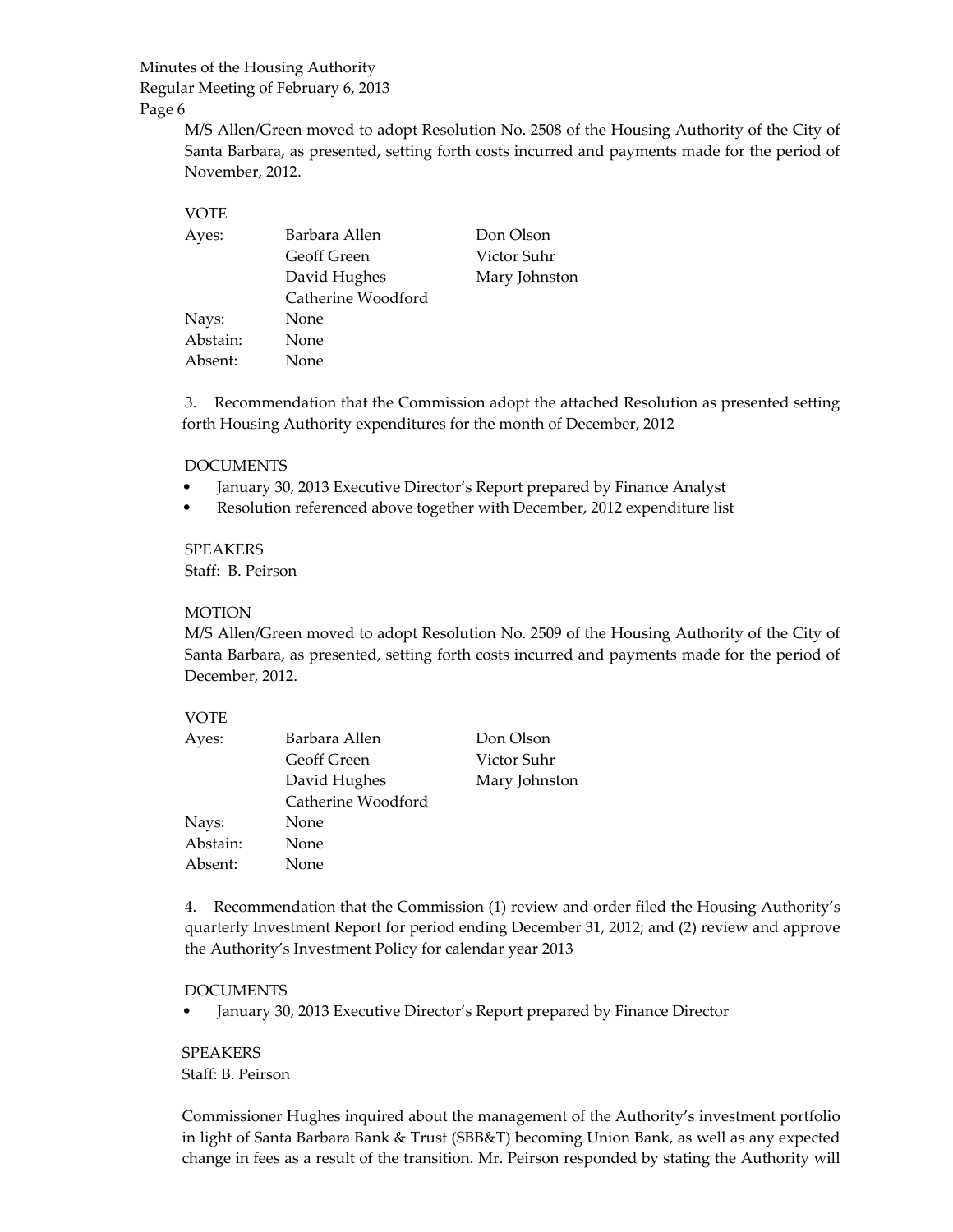M/S Allen/Green moved to adopt Resolution No. 2508 of the Housing Authority of the City of Santa Barbara, as presented, setting forth costs incurred and payments made for the period of November, 2012.

VOTE

| | | |
|---|---|---|
| Ayes: | Barbara Allen | Don Olson |
| | Geoff Green | Victor Suhr |
| | David Hughes | Mary Johnston |
| | Catherine Woodford | |
| Nays: | None | |
| Abstain: | None | |
| Absent: | None | |

3. Recommendation that the Commission adopt the attached Resolution as presented setting forth Housing Authority expenditures for the month of December, 2012

DOCUMENTS

- January 30, 2013 Executive Director's Report prepared by Finance Analyst
- Resolution referenced above together with December, 2012 expenditure list

SPEAKERS

Staff: B. Peirson

MOTION

M/S Allen/Green moved to adopt Resolution No. 2509 of the Housing Authority of the City of Santa Barbara, as presented, setting forth costs incurred and payments made for the period of December, 2012.

VOTE

| | | |
|---|---|---|
| Ayes: | Barbara Allen | Don Olson |
| | Geoff Green | Victor Suhr |
| | David Hughes | Mary Johnston |
| | Catherine Woodford | |
| Nays: | None | |
| Abstain: | None | |
| Absent: | None | |

4. Recommendation that the Commission (1) review and order filed the Housing Authority's quarterly Investment Report for period ending December 31, 2012; and (2) review and approve the Authority's Investment Policy for calendar year 2013

DOCUMENTS

- January 30, 2013 Executive Director's Report prepared by Finance Director

SPEAKERS

Staff: B. Peirson

Commissioner Hughes inquired about the management of the Authority's investment portfolio in light of Santa Barbara Bank & Trust (SBB&T) becoming Union Bank, as well as any expected change in fees as a result of the transition. Mr. Peirson responded by stating the Authority will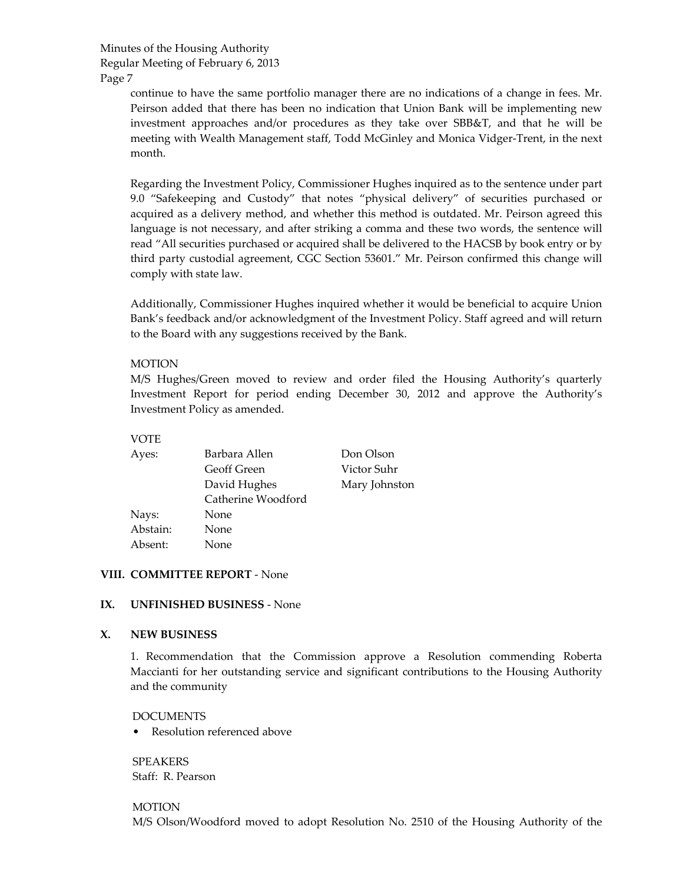continue to have the same portfolio manager there are no indications of a change in fees. Mr. Peirson added that there has been no indication that Union Bank will be implementing new investment approaches and/or procedures as they take over SBB&T, and that he will be meeting with Wealth Management staff, Todd McGinley and Monica Vidger-Trent, in the next month.

Regarding the Investment Policy, Commissioner Hughes inquired as to the sentence under part 9.0 "Safekeeping and Custody" that notes "physical delivery" of securities purchased or acquired as a delivery method, and whether this method is outdated. Mr. Peirson agreed this language is not necessary, and after striking a comma and these two words, the sentence will read "All securities purchased or acquired shall be delivered to the HACSB by book entry or by third party custodial agreement, CGC Section 53601." Mr. Peirson confirmed this change will comply with state law.

Additionally, Commissioner Hughes inquired whether it would be beneficial to acquire Union Bank's feedback and/or acknowledgment of the Investment Policy. Staff agreed and will return to the Board with any suggestions received by the Bank.

MOTION

M/S Hughes/Green moved to review and order filed the Housing Authority's quarterly Investment Report for period ending December 30, 2012 and approve the Authority's Investment Policy as amended.

VOTE

| | | |
|---|---|---|
| Ayes: | Barbara Allen | Don Olson |
| | Geoff Green | Victor Suhr |
| | David Hughes | Mary Johnston |
| | Catherine Woodford | |
| Nays: | None | |
| Abstain: | None | |
| Absent: | None | |

## VIII. COMMITTEE REPORT - None

## IX. UNFINISHED BUSINESS - None

## X. NEW BUSINESS

1. Recommendation that the Commission approve a Resolution commending Roberta Maccianti for her outstanding service and significant contributions to the Housing Authority and the community

DOCUMENTS

- Resolution referenced above

SPEAKERS

Staff: R. Pearson

MOTION

M/S Olson/Woodford moved to adopt Resolution No. 2510 of the Housing Authority of the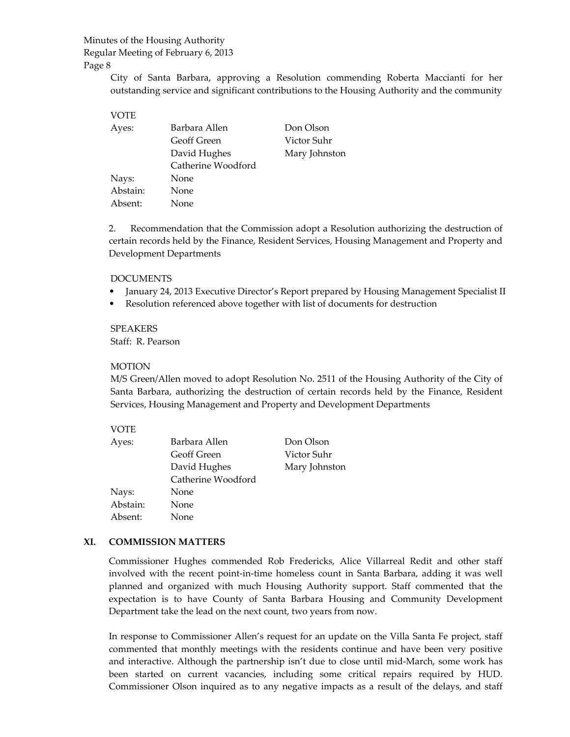City of Santa Barbara, approving a Resolution commending Roberta Maccianti for her outstanding service and significant contributions to the Housing Authority and the community

VOTE

| | | |
|---|---|---|
| Ayes: | Barbara Allen | Don Olson |
| | Geoff Green | Victor Suhr |
| | David Hughes | Mary Johnston |
| | Catherine Woodford | |
| Nays: | None | |
| Abstain: | None | |
| Absent: | None | |

2. Recommendation that the Commission adopt a Resolution authorizing the destruction of certain records held by the Finance, Resident Services, Housing Management and Property and Development Departments

DOCUMENTS

- January 24, 2013 Executive Director's Report prepared by Housing Management Specialist II
- Resolution referenced above together with list of documents for destruction

SPEAKERS

Staff: R. Pearson

MOTION

M/S Green/Allen moved to adopt Resolution No. 2511 of the Housing Authority of the City of Santa Barbara, authorizing the destruction of certain records held by the Finance, Resident Services, Housing Management and Property and Development Departments

VOTE

| | | |
|---|---|---|
| Ayes: | Barbara Allen | Don Olson |
| | Geoff Green | Victor Suhr |
| | David Hughes | Mary Johnston |
| | Catherine Woodford | |
| Nays: | None | |
| Abstain: | None | |
| Absent: | None | |

## XI. COMMISSION MATTERS

Commissioner Hughes commended Rob Fredericks, Alice Villarreal Redit and other staff involved with the recent point-in-time homeless count in Santa Barbara, adding it was well planned and organized with much Housing Authority support. Staff commented that the expectation is to have County of Santa Barbara Housing and Community Development Department take the lead on the next count, two years from now.

In response to Commissioner Allen's request for an update on the Villa Santa Fe project, staff commented that monthly meetings with the residents continue and have been very positive and interactive. Although the partnership isn't due to close until mid-March, some work has been started on current vacancies, including some critical repairs required by HUD. Commissioner Olson inquired as to any negative impacts as a result of the delays, and staff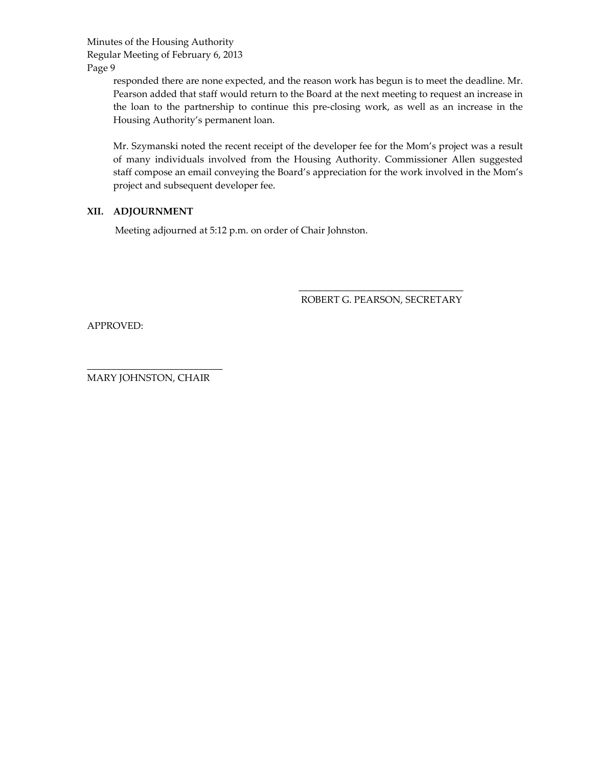responded there are none expected, and the reason work has begun is to meet the deadline. Mr. Pearson added that staff would return to the Board at the next meeting to request an increase in the loan to the partnership to continue this pre-closing work, as well as an increase in the Housing Authority's permanent loan.

Mr. Szymanski noted the recent receipt of the developer fee for the Mom's project was a result of many individuals involved from the Housing Authority. Commissioner Allen suggested staff compose an email conveying the Board's appreciation for the work involved in the Mom's project and subsequent developer fee.

## XII. ADJOURNMENT

Meeting adjourned at 5:12 p.m. on order of Chair Johnston.

\_\_\_\_\_\_\_\_\_\_\_\_\_\_\_\_\_\_\_\_\_\_\_\_\_\_\_\_\_\_\_\_\_\_\_\_

ROBERT G. PEARSON, SECRETARY

APPROVED:

\_\_\_\_\_\_\_\_\_\_\_\_\_\_\_\_\_\_\_\_\_\_\_\_\_\_\_\_\_\_

MARY JOHNSTON, CHAIR